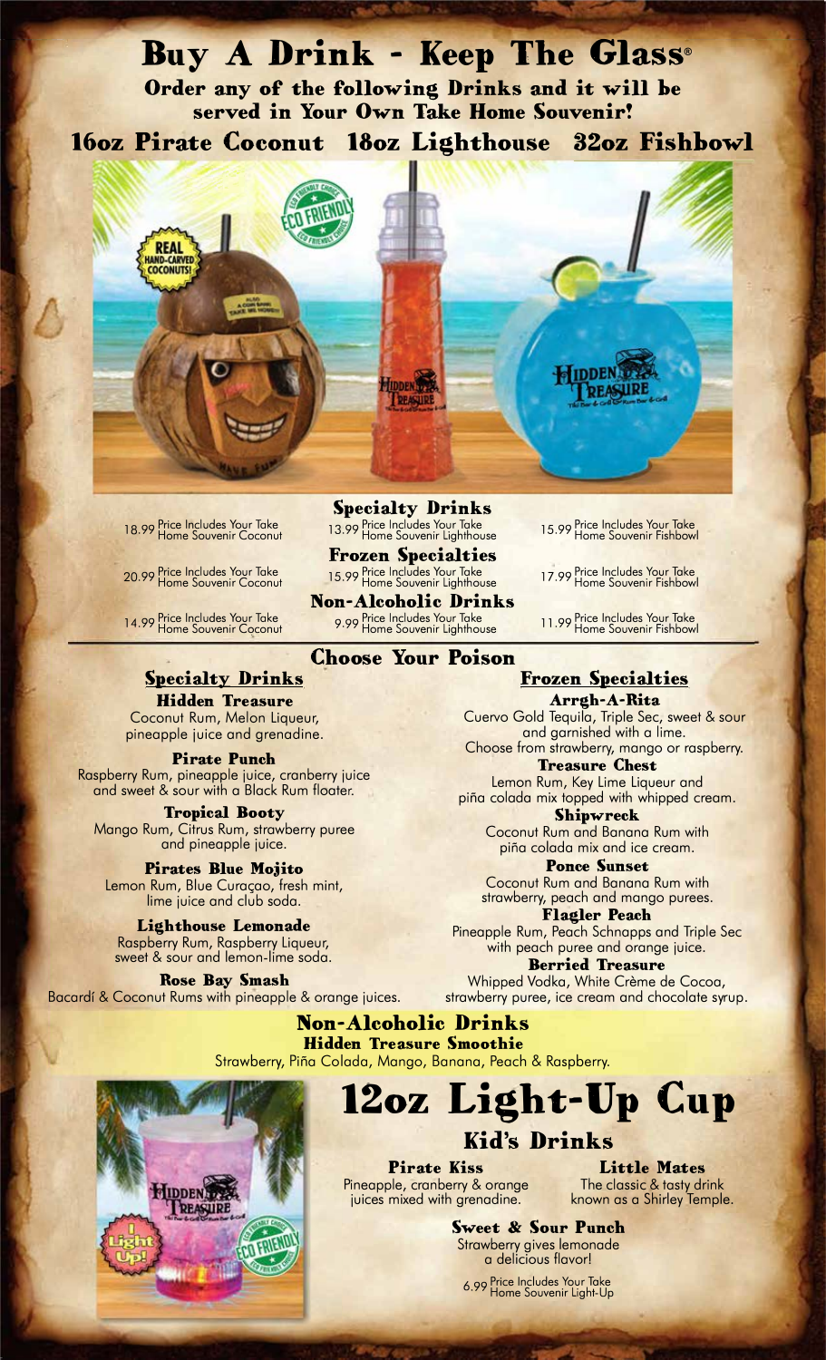# Buy A Drink - Keep The Glass®

**Order any of the following Drinks and it will be served in Your Own Take Home Souvenir!**

## 16oz Pirate Coconut 18oz Lighthouse 32oz Fishbowl

| | 16oz Pirate Coconut | 18oz Lighthouse | 32oz Fishbowl |
|---|---|---|---|
| **Specialty Drinks** | 18.99 Price Includes Your Take Home Souvenir Coconut | 13.99 Price Includes Your Take Home Souvenir Lighthouse | 15.99 Price Includes Your Take Home Souvenir Fishbowl |
| **Frozen Specialties** | 20.99 Price Includes Your Take Home Souvenir Coconut | 15.99 Price Includes Your Take Home Souvenir Lighthouse | 17.99 Price Includes Your Take Home Souvenir Fishbowl |
| **Non-Alcoholic Drinks** | 14.99 Price Includes Your Take Home Souvenir Coconut | 9.99 Price Includes Your Take Home Souvenir Lighthouse | 11.99 Price Includes Your Take Home Souvenir Fishbowl |

## Choose Your Poison

### Specialty Drinks

**Hidden Treasure**
Coconut Rum, Melon Liqueur, pineapple juice and grenadine.

**Pirate Punch**
Raspberry Rum, pineapple juice, cranberry juice and sweet & sour with a Black Rum floater.

**Tropical Booty**
Mango Rum, Citrus Rum, strawberry puree and pineapple juice.

**Pirates Blue Mojito**
Lemon Rum, Blue Curaçao, fresh mint, lime juice and club soda.

**Lighthouse Lemonade**
Raspberry Rum, Raspberry Liqueur, sweet & sour and lemon-lime soda.

**Rose Bay Smash**
Bacardí & Coconut Rums with pineapple & orange juices.

### Frozen Specialties

**Arrgh-A-Rita**
Cuervo Gold Tequila, Triple Sec, sweet & sour and garnished with a lime. Choose from strawberry, mango or raspberry.

**Treasure Chest**
Lemon Rum, Key Lime Liqueur and piña colada mix topped with whipped cream.

**Shipwreck**
Coconut Rum and Banana Rum with piña colada mix and ice cream.

**Ponce Sunset**
Coconut Rum and Banana Rum with strawberry, peach and mango purees.

**Flagler Peach**
Pineapple Rum, Peach Schnapps and Triple Sec with peach puree and orange juice.

**Berried Treasure**
Whipped Vodka, White Crème de Cocoa, strawberry puree, ice cream and chocolate syrup.

### Non-Alcoholic Drinks

**Hidden Treasure Smoothie**
Strawberry, Piña Colada, Mango, Banana, Peach & Raspberry.

# 12oz Light-Up Cup

## Kid's Drinks

**Pirate Kiss**
Pineapple, cranberry & orange juices mixed with grenadine.

**Little Mates**
The classic & tasty drink known as a Shirley Temple.

**Sweet & Sour Punch**
Strawberry gives lemonade a delicious flavor!

6.99 Price Includes Your Take Home Souvenir Light-Up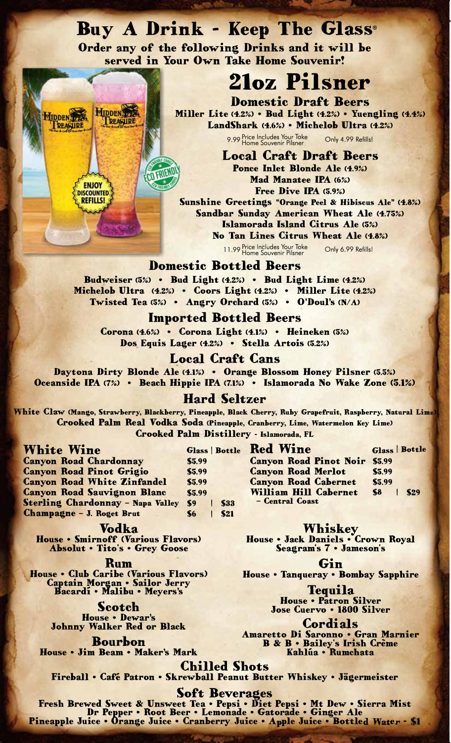# Buy A Drink - Keep The Glass®

**Order any of the following Drinks and it will be served in Your Own Take Home Souvenir!**

## 21oz Pilsner

### Domestic Draft Beers

Miller Lite (4.2%) • Bud Light (4.2%) • Yuengling (4.4%)
LandShark (4.6%) • Michelob Ultra (4.2%)

9.99 Price Includes Your Take Home Souvenir Pilsner — Only 4.99 Refills!

### Local Craft Draft Beers

Ponce Inlet Blonde Ale (4.9%)
Mad Manatee IPA (6%)
Free Dive IPA (5.9%)
Sunshine Greetings "Orange Peel & Hibiscus Ale" (4.8%)
Sandbar Sunday American Wheat Ale (4.75%)
Islamorada Island Citrus Ale (5%)
No Tan Lines Citrus Wheat Ale (4.8%)

11.99 Price Includes Your Take Home Souvenir Pilsner — Only 6.99 Refills!

### Domestic Bottled Beers

Budweiser (5%) • Bud Light (4.2%) • Bud Light Lime (4.2%)
Michelob Ultra (4.2%) • Coors Light (4.2%) • Miller Lite (4.2%)
Twisted Tea (5%) • Angry Orchard (5%) • O'Doul's (N/A)

### Imported Bottled Beers

Corona (4.6%) • Corona Light (4.1%) • Heineken (5%)
Dos Equis Lager (4.2%) • Stella Artois (5.2%)

### Local Craft Cans

Daytona Dirty Blonde Ale (4.1%) • Orange Blossom Honey Pilsner (5.5%)
Oceanside IPA (7%) • Beach Hippie IPA (7.1%) • Islamorada No Wake Zone (5.1%)

### Hard Seltzer

White Claw (Mango, Strawberry, Blackberry, Pineapple, Black Cherry, Ruby Grapefruit, Raspberry, Natural Lime)
Crooked Palm Real Vodka Soda (Pineapple, Cranberry, Lime, Watermelon Key Lime)
Crooked Palm Distillery - Islamorada, FL

### White Wine

| White Wine | Glass | Bottle |
|---|---|---|
| Canyon Road Chardonnay | $5.99 | |
| Canyon Road Pinot Grigio | $5.99 | |
| Canyon Road White Zinfandel | $5.99 | |
| Canyon Road Sauvignon Blanc | $5.99 | |
| Sterling Chardonnay – Napa Valley | $9 | $33 |
| Champagne – J. Roget Brut | $6 | $21 |

### Red Wine

| Red Wine | Glass | Bottle |
|---|---|---|
| Canyon Road Pinot Noir | $5.99 | |
| Canyon Road Merlot | $5.99 | |
| Canyon Road Cabernet | $5.99 | |
| William Hill Cabernet – Central Coast | $8 | $29 |

### Vodka

House • Smirnoff (Various Flavors)
Absolut • Tito's • Grey Goose

### Rum

House • Club Caribe (Various Flavors)
Captain Morgan • Sailor Jerry
Bacardi • Malibu • Meyers's

### Scotch

House • Dewar's
Johnny Walker Red or Black

### Bourbon

House • Jim Beam • Maker's Mark

### Whiskey

House • Jack Daniels • Crown Royal
Seagram's 7 • Jameson's

### Gin

House • Tanqueray • Bombay Sapphire

### Tequila

House • Patron Silver
Jose Cuervo • 1800 Silver

### Cordials

Amaretto Di Saronno • Gran Marnier
B & B • Bailey's Irish Crème
Kahlúa • Rumchata

### Chilled Shots

Fireball • Café Patron • Skrewball Peanut Butter Whiskey • Jägermeister

### Soft Beverages

Fresh Brewed Sweet & Unsweet Tea • Pepsi • Diet Pepsi • Mt Dew • Sierra Mist
Dr Pepper • Root Beer • Lemonade • Gatorade • Ginger Ale
Pineapple Juice • Orange Juice • Cranberry Juice • Apple Juice • Bottled Water - $1